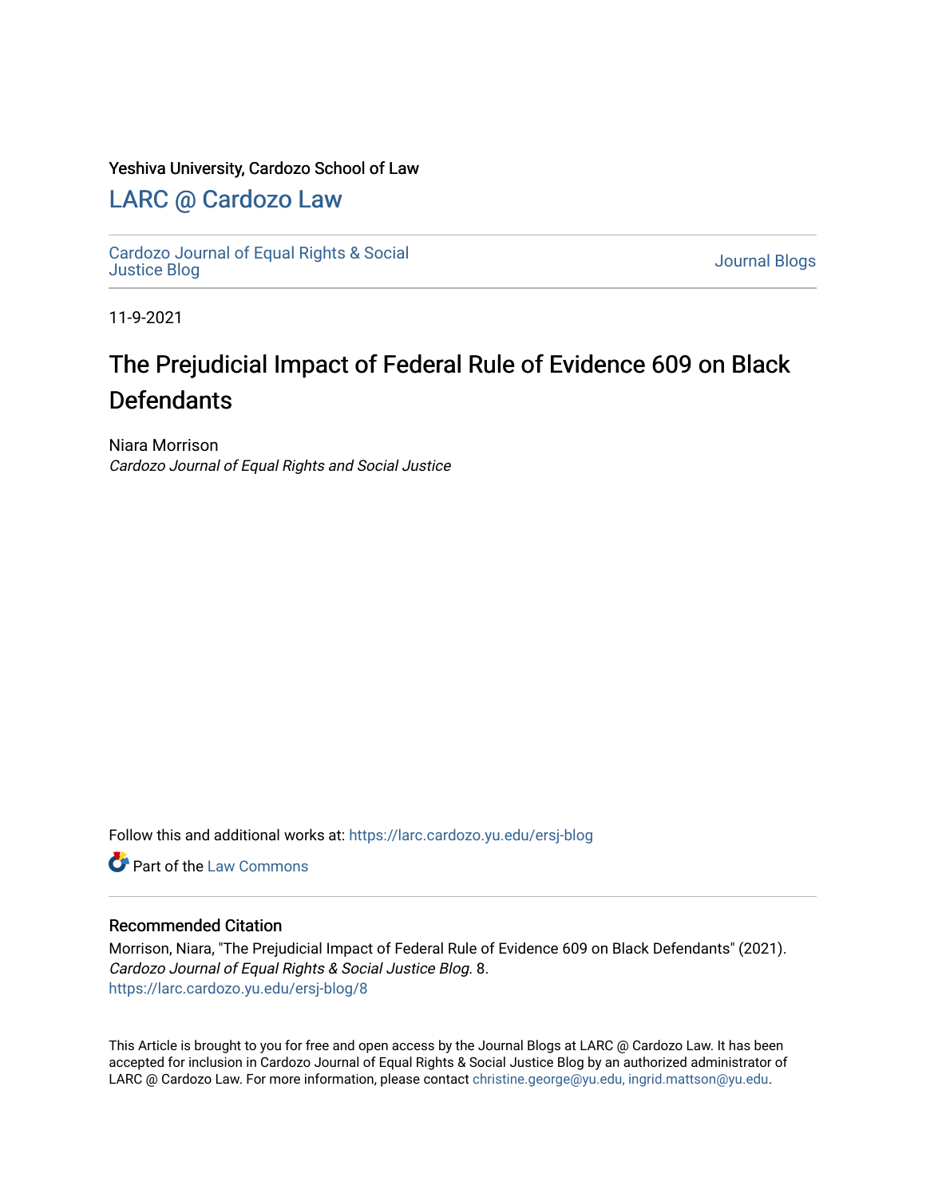Yeshiva University, Cardozo School of Law

## LARC @ Cardozo Law

Cardozo Journal of Equal Rights & Social Justice Blog

Journal Blogs

11-9-2021

# The Prejudicial Impact of Federal Rule of Evidence 609 on Black Defendants

Niara Morrison

*Cardozo Journal of Equal Rights and Social Justice*

Follow this and additional works at: https://larc.cardozo.yu.edu/ersj-blog

Part of the Law Commons

### Recommended Citation

Morrison, Niara, "The Prejudicial Impact of Federal Rule of Evidence 609 on Black Defendants" (2021). *Cardozo Journal of Equal Rights & Social Justice Blog*. 8.
https://larc.cardozo.yu.edu/ersj-blog/8

This Article is brought to you for free and open access by the Journal Blogs at LARC @ Cardozo Law. It has been accepted for inclusion in Cardozo Journal of Equal Rights & Social Justice Blog by an authorized administrator of LARC @ Cardozo Law. For more information, please contact christine.george@yu.edu, ingrid.mattson@yu.edu.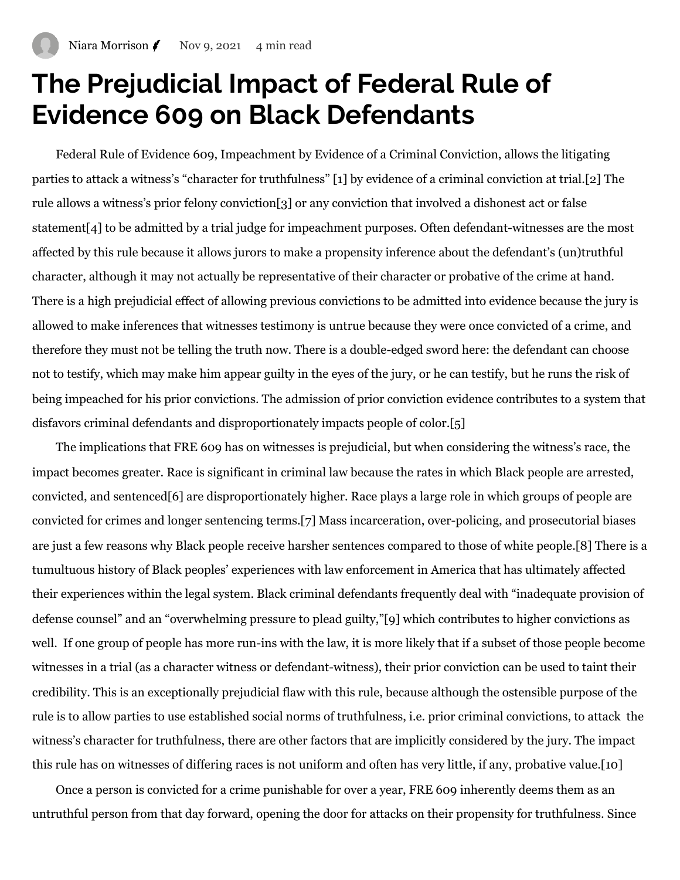Niara Morrison Nov 9, 2021 4 min read

# The Prejudicial Impact of Federal Rule of Evidence 609 on Black Defendants

Federal Rule of Evidence 609, Impeachment by Evidence of a Criminal Conviction, allows the litigating parties to attack a witness's "character for truthfulness" [1] by evidence of a criminal conviction at trial.[2] The rule allows a witness's prior felony conviction[3] or any conviction that involved a dishonest act or false statement[4] to be admitted by a trial judge for impeachment purposes. Often defendant-witnesses are the most affected by this rule because it allows jurors to make a propensity inference about the defendant's (un)truthful character, although it may not actually be representative of their character or probative of the crime at hand. There is a high prejudicial effect of allowing previous convictions to be admitted into evidence because the jury is allowed to make inferences that witnesses testimony is untrue because they were once convicted of a crime, and therefore they must not be telling the truth now. There is a double-edged sword here: the defendant can choose not to testify, which may make him appear guilty in the eyes of the jury, or he can testify, but he runs the risk of being impeached for his prior convictions. The admission of prior conviction evidence contributes to a system that disfavors criminal defendants and disproportionately impacts people of color.[5]

The implications that FRE 609 has on witnesses is prejudicial, but when considering the witness's race, the impact becomes greater. Race is significant in criminal law because the rates in which Black people are arrested, convicted, and sentenced[6] are disproportionately higher. Race plays a large role in which groups of people are convicted for crimes and longer sentencing terms.[7] Mass incarceration, over-policing, and prosecutorial biases are just a few reasons why Black people receive harsher sentences compared to those of white people.[8] There is a tumultuous history of Black peoples' experiences with law enforcement in America that has ultimately affected their experiences within the legal system. Black criminal defendants frequently deal with "inadequate provision of defense counsel" and an "overwhelming pressure to plead guilty,"[9] which contributes to higher convictions as well. If one group of people has more run-ins with the law, it is more likely that if a subset of those people become witnesses in a trial (as a character witness or defendant-witness), their prior conviction can be used to taint their credibility. This is an exceptionally prejudicial flaw with this rule, because although the ostensible purpose of the rule is to allow parties to use established social norms of truthfulness, i.e. prior criminal convictions, to attack the witness's character for truthfulness, there are other factors that are implicitly considered by the jury. The impact this rule has on witnesses of differing races is not uniform and often has very little, if any, probative value.[10]

Once a person is convicted for a crime punishable for over a year, FRE 609 inherently deems them as an untruthful person from that day forward, opening the door for attacks on their propensity for truthfulness. Since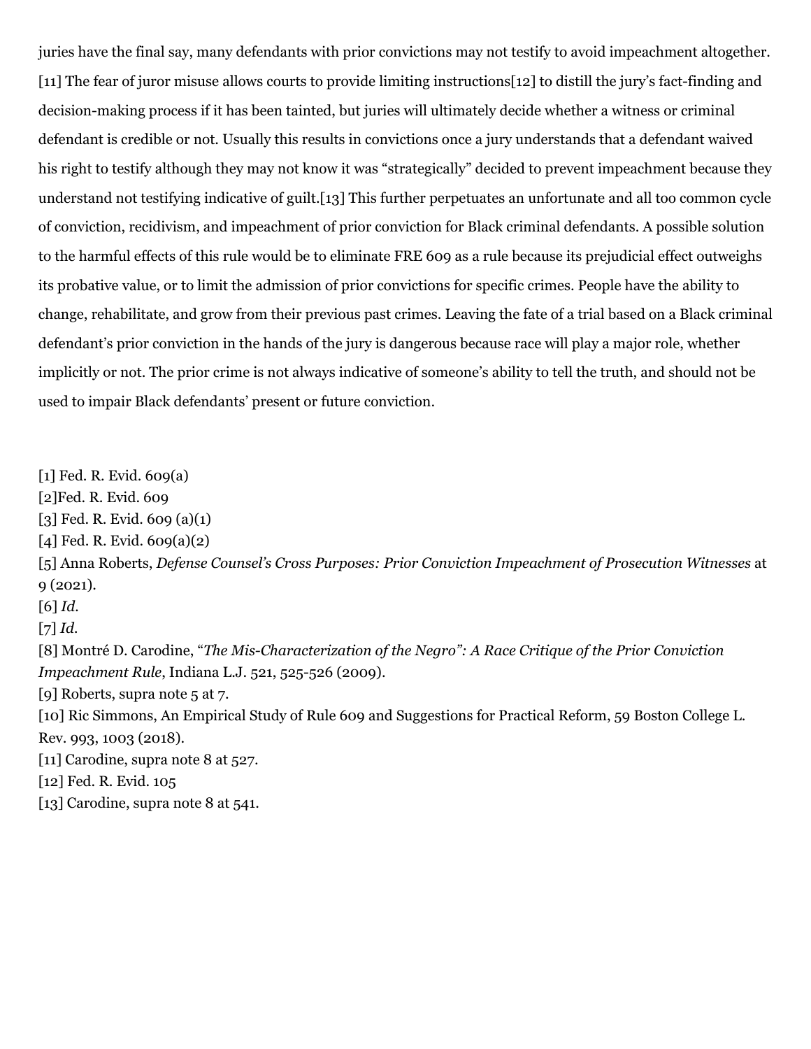juries have the final say, many defendants with prior convictions may not testify to avoid impeachment altogether.[11] The fear of juror misuse allows courts to provide limiting instructions[12] to distill the jury's fact-finding and decision-making process if it has been tainted, but juries will ultimately decide whether a witness or criminal defendant is credible or not. Usually this results in convictions once a jury understands that a defendant waived his right to testify although they may not know it was "strategically" decided to prevent impeachment because they understand not testifying indicative of guilt.[13] This further perpetuates an unfortunate and all too common cycle of conviction, recidivism, and impeachment of prior conviction for Black criminal defendants. A possible solution to the harmful effects of this rule would be to eliminate FRE 609 as a rule because its prejudicial effect outweighs its probative value, or to limit the admission of prior convictions for specific crimes. People have the ability to change, rehabilitate, and grow from their previous past crimes. Leaving the fate of a trial based on a Black criminal defendant's prior conviction in the hands of the jury is dangerous because race will play a major role, whether implicitly or not. The prior crime is not always indicative of someone's ability to tell the truth, and should not be used to impair Black defendants' present or future conviction.

[1] Fed. R. Evid. 609(a)

[2]Fed. R. Evid. 609

[3] Fed. R. Evid. 609 (a)(1)

[4] Fed. R. Evid. 609(a)(2)

[5] Anna Roberts, *Defense Counsel's Cross Purposes: Prior Conviction Impeachment of Prosecution Witnesses* at 9 (2021).

[6] *Id.*

[7] *Id.*

[8] Montré D. Carodine, "*The Mis-Characterization of the Negro": A Race Critique of the Prior Conviction Impeachment Rule*, Indiana L.J. 521, 525-526 (2009).

[9] Roberts, supra note 5 at 7.

[10] Ric Simmons, An Empirical Study of Rule 609 and Suggestions for Practical Reform, 59 Boston College L. Rev. 993, 1003 (2018).

[11] Carodine, supra note 8 at 527.

[12] Fed. R. Evid. 105

[13] Carodine, supra note 8 at 541.